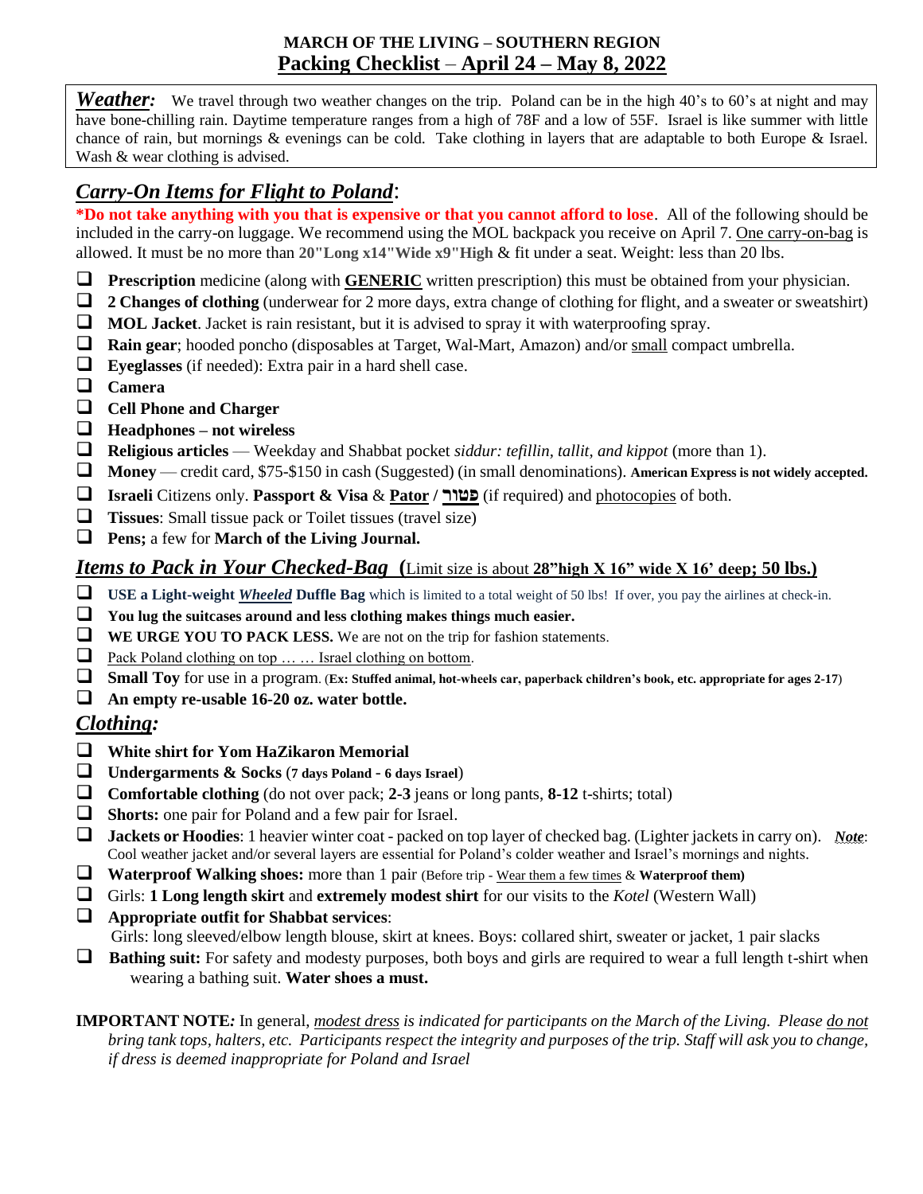**MARCH OF THE LIVING – SOUTHERN REGION**

# Packing Checklist – April 24 – May 8, 2022

***Weather:*** We travel through two weather changes on the trip. Poland can be in the high 40's to 60's at night and may have bone-chilling rain. Daytime temperature ranges from a high of 78F and a low of 55F. Israel is like summer with little chance of rain, but mornings & evenings can be cold. Take clothing in layers that are adaptable to both Europe & Israel. Wash & wear clothing is advised.

## *Carry-On Items for Flight to Poland*:

**\*Do not take anything with you that is expensive or that you cannot afford to lose**. All of the following should be included in the carry-on luggage. We recommend using the MOL backpack you receive on April 7. One carry-on-bag is allowed. It must be no more than **20"Long x14"Wide x9"High** & fit under a seat. Weight: less than 20 lbs.

- ❑ **Prescription** medicine (along with **GENERIC** written prescription) this must be obtained from your physician.
- ❑ **2 Changes of clothing** (underwear for 2 more days, extra change of clothing for flight, and a sweater or sweatshirt)
- ❑ **MOL Jacket**. Jacket is rain resistant, but it is advised to spray it with waterproofing spray.
- ❑ **Rain gear**; hooded poncho (disposables at Target, Wal-Mart, Amazon) and/or small compact umbrella.
- ❑ **Eyeglasses** (if needed): Extra pair in a hard shell case.
- ❑ **Camera**
- ❑ **Cell Phone and Charger**
- ❑ **Headphones – not wireless**
- ❑ **Religious articles** — Weekday and Shabbat pocket *siddur: tefillin, tallit, and kippot* (more than 1).
- ❑ **Money** — credit card, $75-$150 in cash (Suggested) (in small denominations). **American Express is not widely accepted.**
- ❑ **Israeli** Citizens only. **Passport & Visa** & **Pator / פטור** (if required) and photocopies of both.
- ❑ **Tissues**: Small tissue pack or Toilet tissues (travel size)
- ❑ **Pens;** a few for **March of the Living Journal.**

## *Items to Pack in Your Checked-Bag* (Limit size is about **28"high X 16" wide X 16' deep; 50 lbs.)**

- ❑ **USE a Light-weight *Wheeled* Duffle Bag** which is limited to a total weight of 50 lbs! If over, you pay the airlines at check-in.
- ❑ **You lug the suitcases around and less clothing makes things much easier.**
- ❑ **WE URGE YOU TO PACK LESS.** We are not on the trip for fashion statements.
- ❑ Pack Poland clothing on top … … Israel clothing on bottom.
- ❑ **Small Toy** for use in a program. (**Ex: Stuffed animal, hot-wheels car, paperback children's book, etc. appropriate for ages 2-17**)
- ❑ **An empty re-usable 16-20 oz. water bottle.**

## *Clothing:*

- ❑ **White shirt for Yom HaZikaron Memorial**
- ❑ **Undergarments & Socks** (**7 days Poland - 6 days Israel**)
- ❑ **Comfortable clothing** (do not over pack; **2-3** jeans or long pants, **8-12** t-shirts; total)
- ❑ **Shorts:** one pair for Poland and a few pair for Israel.
- ❑ **Jackets or Hoodies**: 1 heavier winter coat - packed on top layer of checked bag. (Lighter jackets in carry on). ***Note***: Cool weather jacket and/or several layers are essential for Poland's colder weather and Israel's mornings and nights.
- ❑ **Waterproof Walking shoes:** more than 1 pair (Before trip - Wear them a few times & **Waterproof them)**
- ❑ Girls: **1 Long length skirt** and **extremely modest shirt** for our visits to the *Kotel* (Western Wall)
- ❑ **Appropriate outfit for Shabbat services**:
  Girls: long sleeved/elbow length blouse, skirt at knees. Boys: collared shirt, sweater or jacket, 1 pair slacks
- ❑ **Bathing suit:** For safety and modesty purposes, both boys and girls are required to wear a full length t-shirt when wearing a bathing suit. **Water shoes a must.**

**IMPORTANT NOTE*:*** In general, *modest dress is indicated for participants on the March of the Living. Please do not bring tank tops, halters, etc. Participants respect the integrity and purposes of the trip. Staff will ask you to change, if dress is deemed inappropriate for Poland and Israel*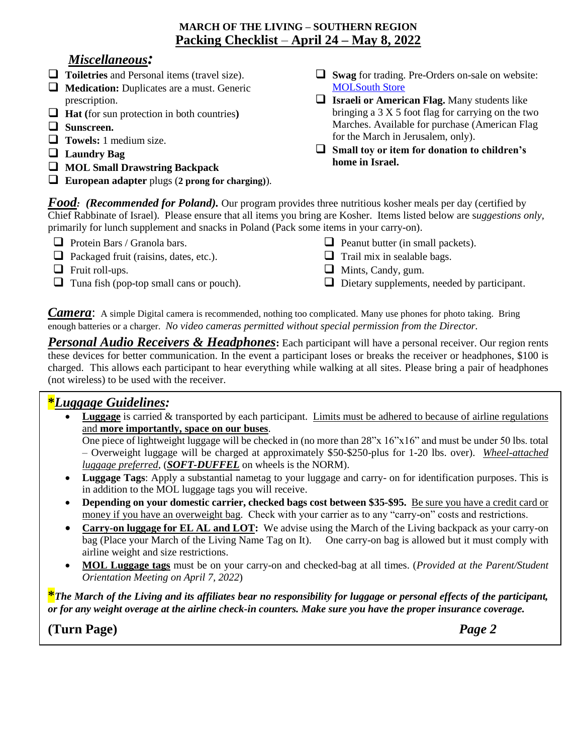**MARCH OF THE LIVING – SOUTHERN REGION**
**Packing Checklist – April 24 – May 8, 2022**

## *Miscellaneous:*

- ❑ **Toiletries** and Personal items (travel size).
- ❑ **Medication:** Duplicates are a must. Generic prescription.
- ❑ **Hat (**for sun protection in both countries**)**
- ❑ **Sunscreen.**
- ❑ **Towels:** 1 medium size.
- ❑ **Laundry Bag**
- ❑ **MOL Small Drawstring Backpack**
- ❑ **European adapter** plugs (**2 prong for charging)**).
- ❑ **Swag** for trading. Pre-Orders on-sale on website: MOLSouth Store
- ❑ **Israeli or American Flag.** Many students like bringing a 3 X 5 foot flag for carrying on the two Marches. Available for purchase (American Flag for the March in Jerusalem, only).
- ❑ **Small toy or item for donation to children's home in Israel.**

***Food**: (Recommended for Poland).* Our program provides three nutritious kosher meals per day (certified by Chief Rabbinate of Israel). Please ensure that all items you bring are Kosher. Items listed below are s*uggestions only*, primarily for lunch supplement and snacks in Poland (Pack some items in your carry-on).

- ❑ Protein Bars / Granola bars.
- ❑ Packaged fruit (raisins, dates, etc.).
- ❑ Fruit roll-ups.
- ❑ Tuna fish (pop-top small cans or pouch).
- ❑ Peanut butter (in small packets).
- ❑ Trail mix in sealable bags.
- ❑ Mints, Candy, gum.
- ❑ Dietary supplements, needed by participant.

***Camera***: A simple Digital camera is recommended, nothing too complicated. Many use phones for photo taking. Bring enough batteries or a charger. *No video cameras permitted without special permission from the Director.*

***Personal Audio Receivers & Headphones***: Each participant will have a personal receiver. Our region rents these devices for better communication. In the event a participant loses or breaks the receiver or headphones, $100 is charged. This allows each participant to hear everything while walking at all sites. Please bring a pair of headphones (not wireless) to be used with the receiver.

## *\*Luggage Guidelines:*

- **Luggage** is carried & transported by each participant. Limits must be adhered to because of airline regulations and **more importantly, space on our buses**.
  One piece of lightweight luggage will be checked in (no more than 28"x 16"x16" and must be under 50 lbs. total – Overweight luggage will be charged at approximately $50-$250-plus for 1-20 lbs. over). *Wheel-attached luggage preferred*, (***SOFT-DUFFEL*** on wheels is the NORM).
- **Luggage Tags**: Apply a substantial nametag to your luggage and carry- on for identification purposes. This is in addition to the MOL luggage tags you will receive.
- **Depending on your domestic carrier, checked bags cost between $35-$95.** Be sure you have a credit card or money if you have an overweight bag. Check with your carrier as to any "carry-on" costs and restrictions.
- **Carry-on luggage for EL AL and LOT:** We advise using the March of the Living backpack as your carry-on bag (Place your March of the Living Name Tag on It). One carry-on bag is allowed but it must comply with airline weight and size restrictions.
- **MOL Luggage tags** must be on your carry-on and checked-bag at all times. (*Provided at the Parent/Student Orientation Meeting on April 7, 2022*)

***\*The March of the Living and its affiliates bear no responsibility for luggage or personal effects of the participant, or for any weight overage at the airline check-in counters. Make sure you have the proper insurance coverage.***

**(Turn Page)**